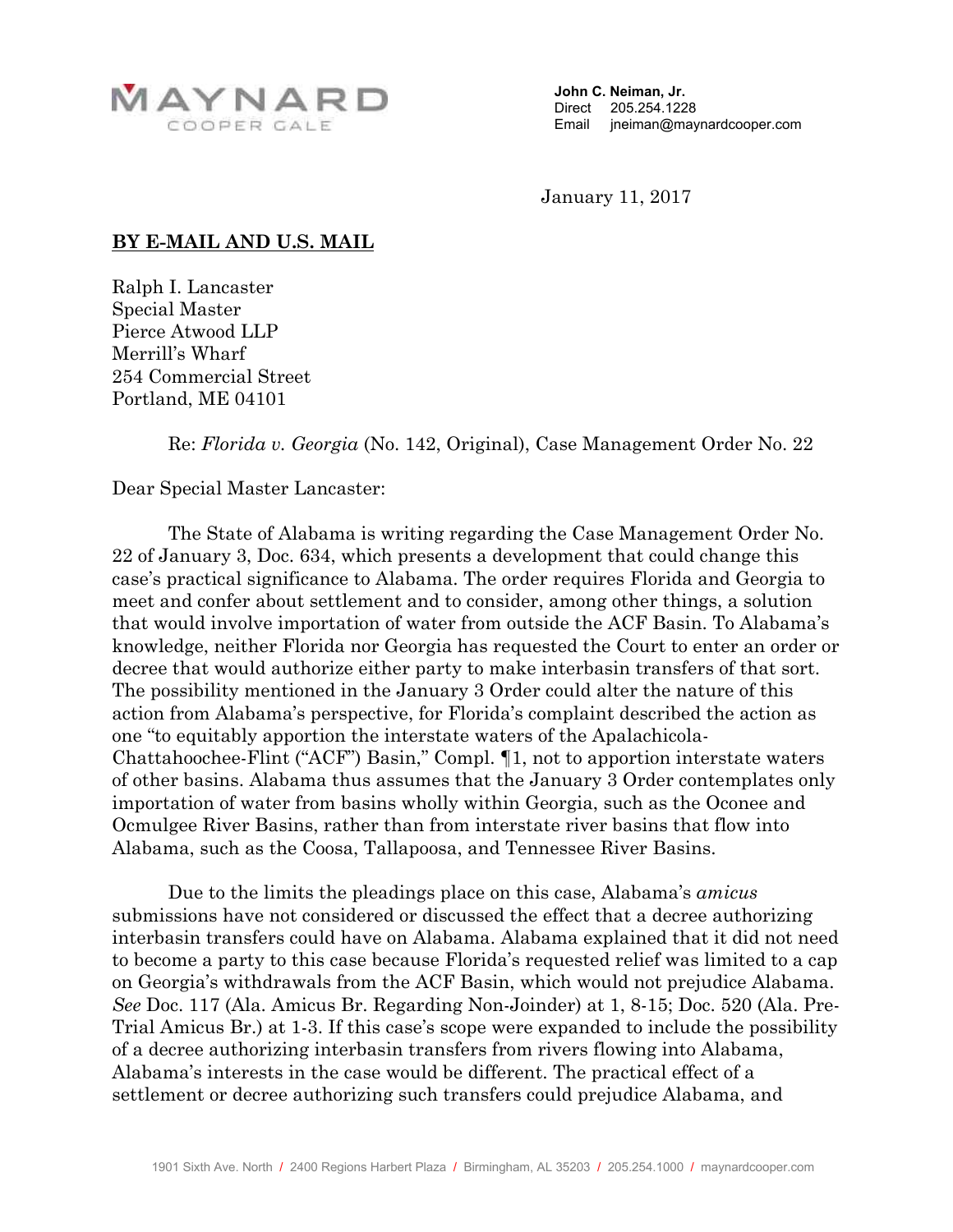MAYNARD
COOPER GALE

**John C. Neiman, Jr.**
Direct 205.254.1228
Email jneiman@maynardcooper.com

January 11, 2017

**BY E-MAIL AND U.S. MAIL**

Ralph I. Lancaster
Special Master
Pierce Atwood LLP
Merrill's Wharf
254 Commercial Street
Portland, ME 04101

Re: *Florida v. Georgia* (No. 142, Original), Case Management Order No. 22

Dear Special Master Lancaster:

The State of Alabama is writing regarding the Case Management Order No. 22 of January 3, Doc. 634, which presents a development that could change this case's practical significance to Alabama. The order requires Florida and Georgia to meet and confer about settlement and to consider, among other things, a solution that would involve importation of water from outside the ACF Basin. To Alabama's knowledge, neither Florida nor Georgia has requested the Court to enter an order or decree that would authorize either party to make interbasin transfers of that sort. The possibility mentioned in the January 3 Order could alter the nature of this action from Alabama's perspective, for Florida's complaint described the action as one "to equitably apportion the interstate waters of the Apalachicola-Chattahoochee-Flint ("ACF") Basin," Compl. ¶1, not to apportion interstate waters of other basins. Alabama thus assumes that the January 3 Order contemplates only importation of water from basins wholly within Georgia, such as the Oconee and Ocmulgee River Basins, rather than from interstate river basins that flow into Alabama, such as the Coosa, Tallapoosa, and Tennessee River Basins.

Due to the limits the pleadings place on this case, Alabama's *amicus* submissions have not considered or discussed the effect that a decree authorizing interbasin transfers could have on Alabama. Alabama explained that it did not need to become a party to this case because Florida's requested relief was limited to a cap on Georgia's withdrawals from the ACF Basin, which would not prejudice Alabama. *See* Doc. 117 (Ala. Amicus Br. Regarding Non-Joinder) at 1, 8-15; Doc. 520 (Ala. Pre-Trial Amicus Br.) at 1-3. If this case's scope were expanded to include the possibility of a decree authorizing interbasin transfers from rivers flowing into Alabama, Alabama's interests in the case would be different. The practical effect of a settlement or decree authorizing such transfers could prejudice Alabama, and

1901 Sixth Ave. North / 2400 Regions Harbert Plaza / Birmingham, AL 35203 / 205.254.1000 / maynardcooper.com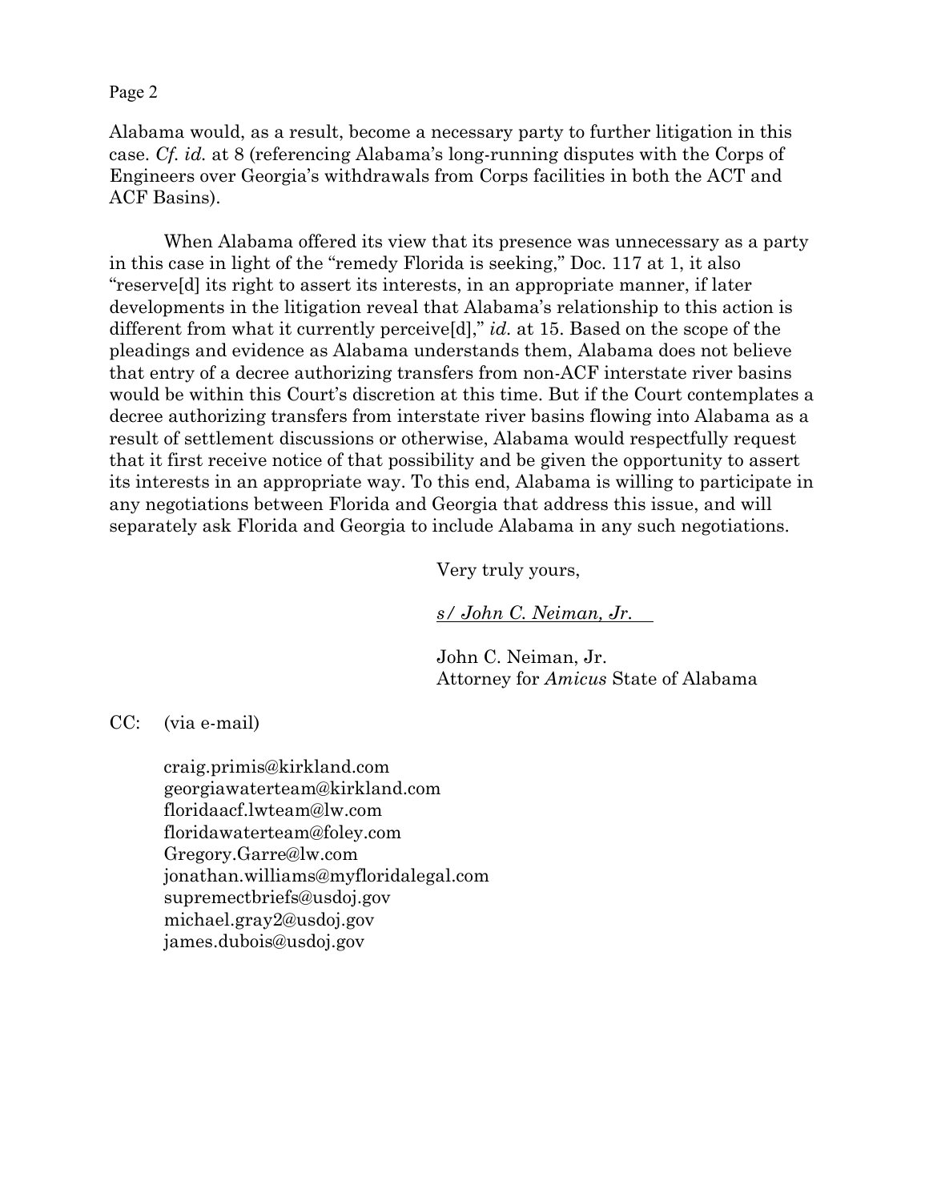Alabama would, as a result, become a necessary party to further litigation in this case. *Cf. id.* at 8 (referencing Alabama's long-running disputes with the Corps of Engineers over Georgia's withdrawals from Corps facilities in both the ACT and ACF Basins).

When Alabama offered its view that its presence was unnecessary as a party in this case in light of the "remedy Florida is seeking," Doc. 117 at 1, it also "reserve[d] its right to assert its interests, in an appropriate manner, if later developments in the litigation reveal that Alabama's relationship to this action is different from what it currently perceive[d]," *id.* at 15. Based on the scope of the pleadings and evidence as Alabama understands them, Alabama does not believe that entry of a decree authorizing transfers from non-ACF interstate river basins would be within this Court's discretion at this time. But if the Court contemplates a decree authorizing transfers from interstate river basins flowing into Alabama as a result of settlement discussions or otherwise, Alabama would respectfully request that it first receive notice of that possibility and be given the opportunity to assert its interests in an appropriate way. To this end, Alabama is willing to participate in any negotiations between Florida and Georgia that address this issue, and will separately ask Florida and Georgia to include Alabama in any such negotiations.

Very truly yours,

*s/ John C. Neiman, Jr.*

John C. Neiman, Jr.
Attorney for *Amicus* State of Alabama

CC: (via e-mail)

craig.primis@kirkland.com
georgiawaterteam@kirkland.com
floridaacf.lwteam@lw.com
floridawaterteam@foley.com
Gregory.Garre@lw.com
jonathan.williams@myfloridalegal.com
supremectbriefs@usdoj.gov
michael.gray2@usdoj.gov
james.dubois@usdoj.gov